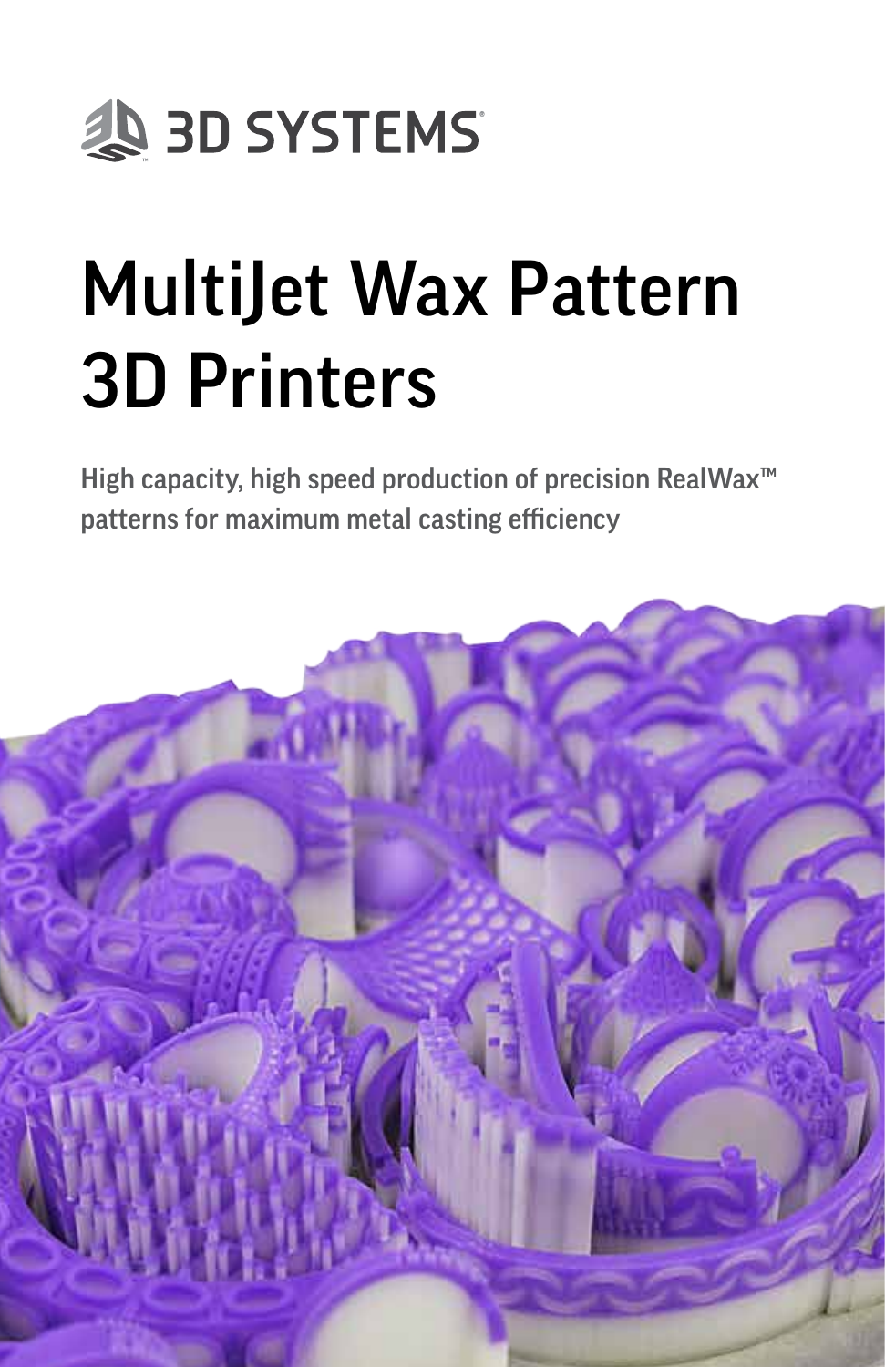3D SYSTEMS

# MultiJet Wax Pattern 3D Printers

**High capacity, high speed production of precision RealWax™ patterns for maximum metal casting efficiency**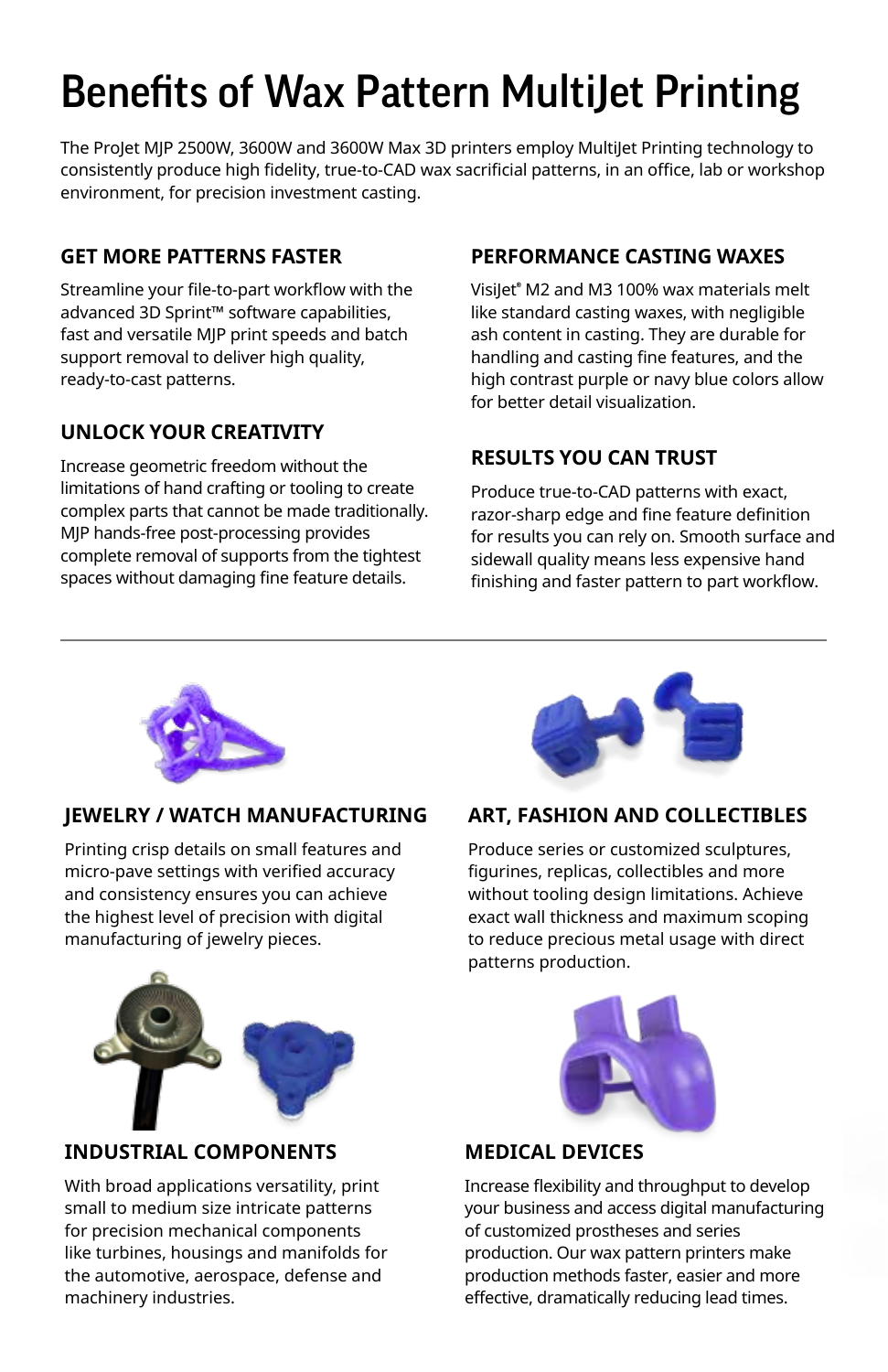# Benefits of Wax Pattern MultiJet Printing

The ProJet MJP 2500W, 3600W and 3600W Max 3D printers employ MultiJet Printing technology to consistently produce high fidelity, true-to-CAD wax sacrificial patterns, in an office, lab or workshop environment, for precision investment casting.

## GET MORE PATTERNS FASTER

Streamline your file-to-part workflow with the advanced 3D Sprint™ software capabilities, fast and versatile MJP print speeds and batch support removal to deliver high quality, ready-to-cast patterns.

## UNLOCK YOUR CREATIVITY

Increase geometric freedom without the limitations of hand crafting or tooling to create complex parts that cannot be made traditionally. MJP hands-free post-processing provides complete removal of supports from the tightest spaces without damaging fine feature details.

## PERFORMANCE CASTING WAXES

VisiJet® M2 and M3 100% wax materials melt like standard casting waxes, with negligible ash content in casting. They are durable for handling and casting fine features, and the high contrast purple or navy blue colors allow for better detail visualization.

## RESULTS YOU CAN TRUST

Produce true-to-CAD patterns with exact, razor-sharp edge and fine feature definition for results you can rely on. Smooth surface and sidewall quality means less expensive hand finishing and faster pattern to part workflow.

---

## JEWELRY / WATCH MANUFACTURING

Printing crisp details on small features and micro-pave settings with verified accuracy and consistency ensures you can achieve the highest level of precision with digital manufacturing of jewelry pieces.

## ART, FASHION AND COLLECTIBLES

Produce series or customized sculptures, figurines, replicas, collectibles and more without tooling design limitations. Achieve exact wall thickness and maximum scoping to reduce precious metal usage with direct patterns production.

## INDUSTRIAL COMPONENTS

With broad applications versatility, print small to medium size intricate patterns for precision mechanical components like turbines, housings and manifolds for the automotive, aerospace, defense and machinery industries.

## MEDICAL DEVICES

Increase flexibility and throughput to develop your business and access digital manufacturing of customized prostheses and series production. Our wax pattern printers make production methods faster, easier and more effective, dramatically reducing lead times.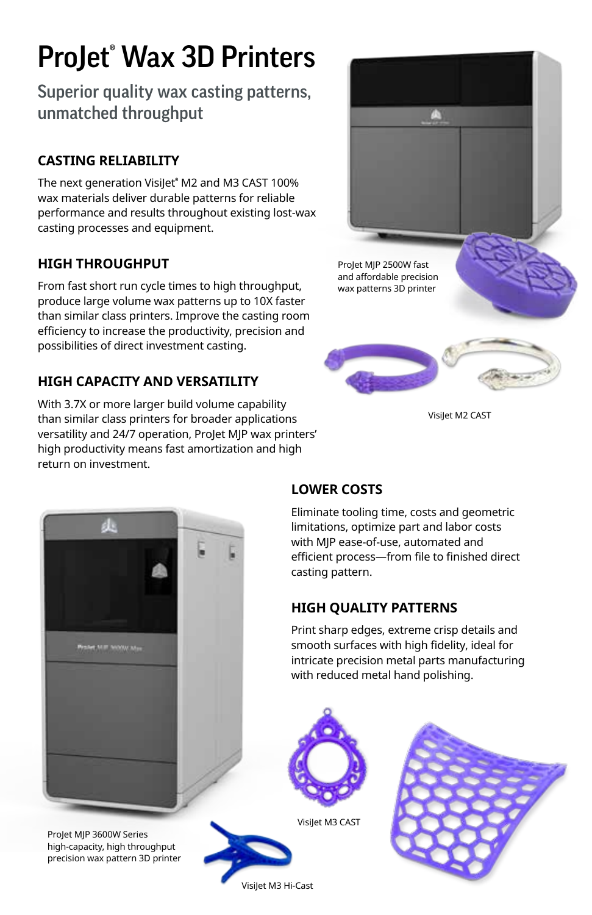# ProJet® Wax 3D Printers

## Superior quality wax casting patterns, unmatched throughput

### CASTING RELIABILITY

The next generation VisiJet® M2 and M3 CAST 100% wax materials deliver durable patterns for reliable performance and results throughout existing lost-wax casting processes and equipment.

### HIGH THROUGHPUT

From fast short run cycle times to high throughput, produce large volume wax patterns up to 10X faster than similar class printers. Improve the casting room efficiency to increase the productivity, precision and possibilities of direct investment casting.

### HIGH CAPACITY AND VERSATILITY

With 3.7X or more larger build volume capability than similar class printers for broader applications versatility and 24/7 operation, ProJet MJP wax printers' high productivity means fast amortization and high return on investment.

ProJet MJP 2500W fast and affordable precision wax patterns 3D printer

VisiJet M2 CAST

### LOWER COSTS

Eliminate tooling time, costs and geometric limitations, optimize part and labor costs with MJP ease-of-use, automated and efficient process—from file to finished direct casting pattern.

### HIGH QUALITY PATTERNS

Print sharp edges, extreme crisp details and smooth surfaces with high fidelity, ideal for intricate precision metal parts manufacturing with reduced metal hand polishing.

ProJet MJP 3600W Series high-capacity, high throughput precision wax pattern 3D printer

VisiJet M3 CAST

VisiJet M3 Hi-Cast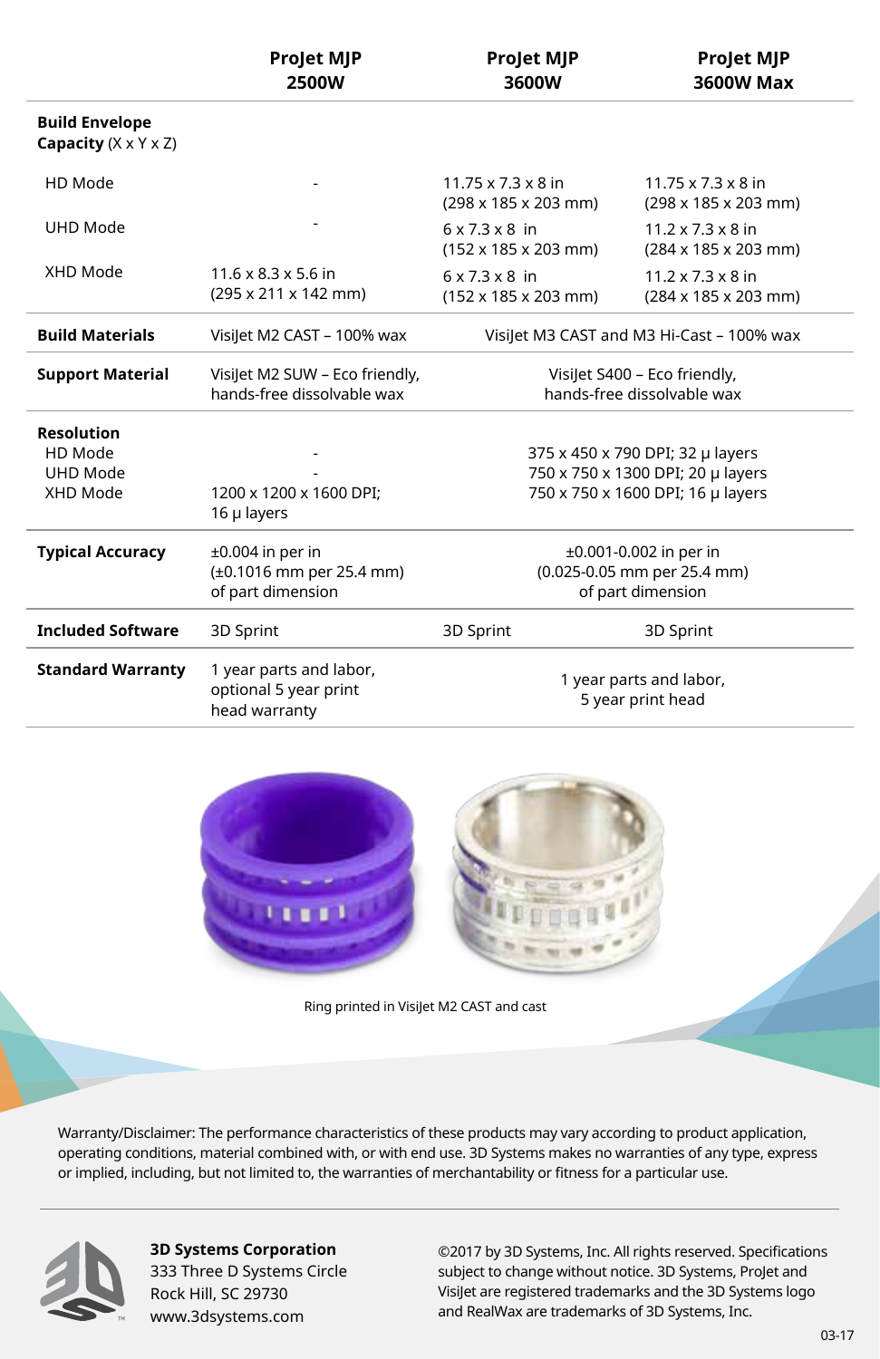| | ProJet MJP 2500W | ProJet MJP 3600W | ProJet MJP 3600W Max |
|---|---|---|---|
| **Build Envelope Capacity** (X x Y x Z) | | | |
| HD Mode | - | 11.75 x 7.3 x 8 in (298 x 185 x 203 mm) | 11.75 x 7.3 x 8 in (298 x 185 x 203 mm) |
| UHD Mode | - | 6 x 7.3 x 8 in (152 x 185 x 203 mm) | 11.2 x 7.3 x 8 in (284 x 185 x 203 mm) |
| XHD Mode | 11.6 x 8.3 x 5.6 in (295 x 211 x 142 mm) | 6 x 7.3 x 8 in (152 x 185 x 203 mm) | 11.2 x 7.3 x 8 in (284 x 185 x 203 mm) |
| **Build Materials** | VisiJet M2 CAST – 100% wax | VisiJet M3 CAST and M3 Hi-Cast – 100% wax | |
| **Support Material** | VisiJet M2 SUW – Eco friendly, hands-free dissolvable wax | VisiJet S400 – Eco friendly, hands-free dissolvable wax | |
| **Resolution** | | | |
| HD Mode | - | 375 x 450 x 790 DPI; 32 μ layers | |
| UHD Mode | - | 750 x 750 x 1300 DPI; 20 μ layers | |
| XHD Mode | 1200 x 1200 x 1600 DPI; 16 μ layers | 750 x 750 x 1600 DPI; 16 μ layers | |
| **Typical Accuracy** | ±0.004 in per in (±0.1016 mm per 25.4 mm) of part dimension | ±0.001-0.002 in per in (0.025-0.05 mm per 25.4 mm) of part dimension | |
| **Included Software** | 3D Sprint | 3D Sprint | 3D Sprint |
| **Standard Warranty** | 1 year parts and labor, optional 5 year print head warranty | 1 year parts and labor, 5 year print head | |

Ring printed in VisiJet M2 CAST and cast

Warranty/Disclaimer: The performance characteristics of these products may vary according to product application, operating conditions, material combined with, or with end use. 3D Systems makes no warranties of any type, express or implied, including, but not limited to, the warranties of merchantability or fitness for a particular use.

**3D Systems Corporation**
333 Three D Systems Circle
Rock Hill, SC 29730
www.3dsystems.com

©2017 by 3D Systems, Inc. All rights reserved. Specifications subject to change without notice. 3D Systems, ProJet and VisiJet are registered trademarks and the 3D Systems logo and RealWax are trademarks of 3D Systems, Inc.

03-17